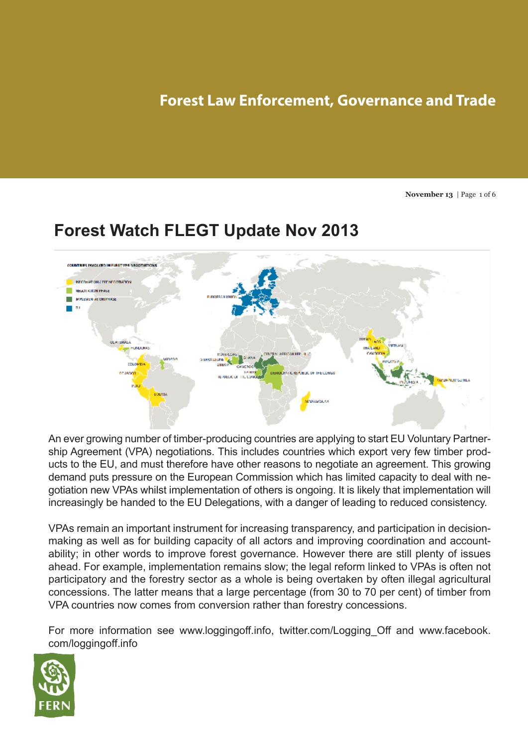# Forest Law Enforcement, Governance and Trade

## Forest Watch FLEGT Update Nov 2013

COUNTRIES INVOLVED IN FLEGT VPA NEGOTIATIONS

INFORMATION / PRE-NEGOTIATION

NEGOTIATION PHASE

IMPLEMENTATION PHASE

EU

EUROPEAN UNION

GUATEMALA

HONDURAS

GUYANA

COLOMBIA

ECUADOR

PERU

BOLIVIA

IVORY COAST

SIERRA LEONE

LIBERIA

GHANA

CAMEROON

GABON

REPUBLIC OF THE CONGO

CENTRAL AFRICAN REPUBLIC

DEMOCRATIC REPUBLIC OF THE CONGO

MADAGASCAR

BURMA

LAOS

THAILAND

VIETNAM

CAMBODIA

MALAYSIA

INDONESIA

PAPUA NEW GUINEA

An ever growing number of timber-producing countries are applying to start EU Voluntary Partnership Agreement (VPA) negotiations. This includes countries which export very few timber products to the EU, and must therefore have other reasons to negotiate an agreement. This growing demand puts pressure on the European Commission which has limited capacity to deal with negotiation new VPAs whilst implementation of others is ongoing. It is likely that implementation will increasingly be handed to the EU Delegations, with a danger of leading to reduced consistency.

VPAs remain an important instrument for increasing transparency, and participation in decision-making as well as for building capacity of all actors and improving coordination and accountability; in other words to improve forest governance. However there are still plenty of issues ahead. For example, implementation remains slow; the legal reform linked to VPAs is often not participatory and the forestry sector as a whole is being overtaken by often illegal agricultural concessions. The latter means that a large percentage (from 30 to 70 per cent) of timber from VPA countries now comes from conversion rather than forestry concessions.

For more information see www.loggingoff.info, twitter.com/Logging_Off and www.facebook.com/loggingoff.info

FERN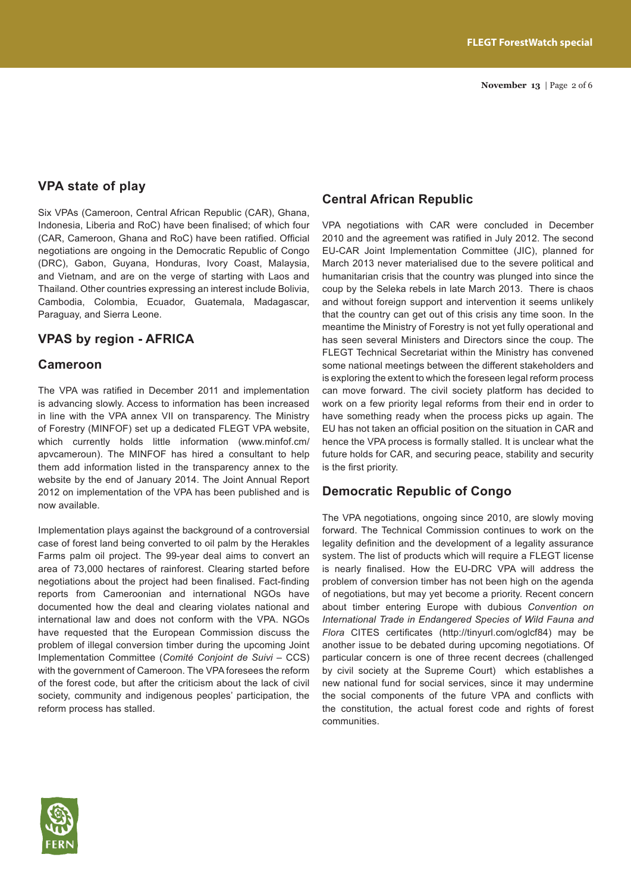## VPA state of play

Six VPAs (Cameroon, Central African Republic (CAR), Ghana, Indonesia, Liberia and RoC) have been finalised; of which four (CAR, Cameroon, Ghana and RoC) have been ratified. Official negotiations are ongoing in the Democratic Republic of Congo (DRC), Gabon, Guyana, Honduras, Ivory Coast, Malaysia, and Vietnam, and are on the verge of starting with Laos and Thailand. Other countries expressing an interest include Bolivia, Cambodia, Colombia, Ecuador, Guatemala, Madagascar, Paraguay, and Sierra Leone.

## VPAS by region - AFRICA

### Cameroon

The VPA was ratified in December 2011 and implementation is advancing slowly. Access to information has been increased in line with the VPA annex VII on transparency. The Ministry of Forestry (MINFOF) set up a dedicated FLEGT VPA website, which currently holds little information (www.minfof.cm/apvcameroun). The MINFOF has hired a consultant to help them add information listed in the transparency annex to the website by the end of January 2014. The Joint Annual Report 2012 on implementation of the VPA has been published and is now available.

Implementation plays against the background of a controversial case of forest land being converted to oil palm by the Herakles Farms palm oil project. The 99-year deal aims to convert an area of 73,000 hectares of rainforest. Clearing started before negotiations about the project had been finalised. Fact-finding reports from Cameroonian and international NGOs have documented how the deal and clearing violates national and international law and does not conform with the VPA. NGOs have requested that the European Commission discuss the problem of illegal conversion timber during the upcoming Joint Implementation Committee (*Comité Conjoint de Suivi* – CCS) with the government of Cameroon. The VPA foresees the reform of the forest code, but after the criticism about the lack of civil society, community and indigenous peoples' participation, the reform process has stalled.

### Central African Republic

VPA negotiations with CAR were concluded in December 2010 and the agreement was ratified in July 2012. The second EU-CAR Joint Implementation Committee (JIC), planned for March 2013 never materialised due to the severe political and humanitarian crisis that the country was plunged into since the coup by the Seleka rebels in late March 2013. There is chaos and without foreign support and intervention it seems unlikely that the country can get out of this crisis any time soon. In the meantime the Ministry of Forestry is not yet fully operational and has seen several Ministers and Directors since the coup. The FLEGT Technical Secretariat within the Ministry has convened some national meetings between the different stakeholders and is exploring the extent to which the foreseen legal reform process can move forward. The civil society platform has decided to work on a few priority legal reforms from their end in order to have something ready when the process picks up again. The EU has not taken an official position on the situation in CAR and hence the VPA process is formally stalled. It is unclear what the future holds for CAR, and securing peace, stability and security is the first priority.

### Democratic Republic of Congo

The VPA negotiations, ongoing since 2010, are slowly moving forward. The Technical Commission continues to work on the legality definition and the development of a legality assurance system. The list of products which will require a FLEGT license is nearly finalised. How the EU-DRC VPA will address the problem of conversion timber has not been high on the agenda of negotiations, but may yet become a priority. Recent concern about timber entering Europe with dubious *Convention on International Trade in Endangered Species of Wild Fauna and Flora* CITES certificates (http://tinyurl.com/oglcf84) may be another issue to be debated during upcoming negotiations. Of particular concern is one of three recent decrees (challenged by civil society at the Supreme Court) which establishes a new national fund for social services, since it may undermine the social components of the future VPA and conflicts with the constitution, the actual forest code and rights of forest communities.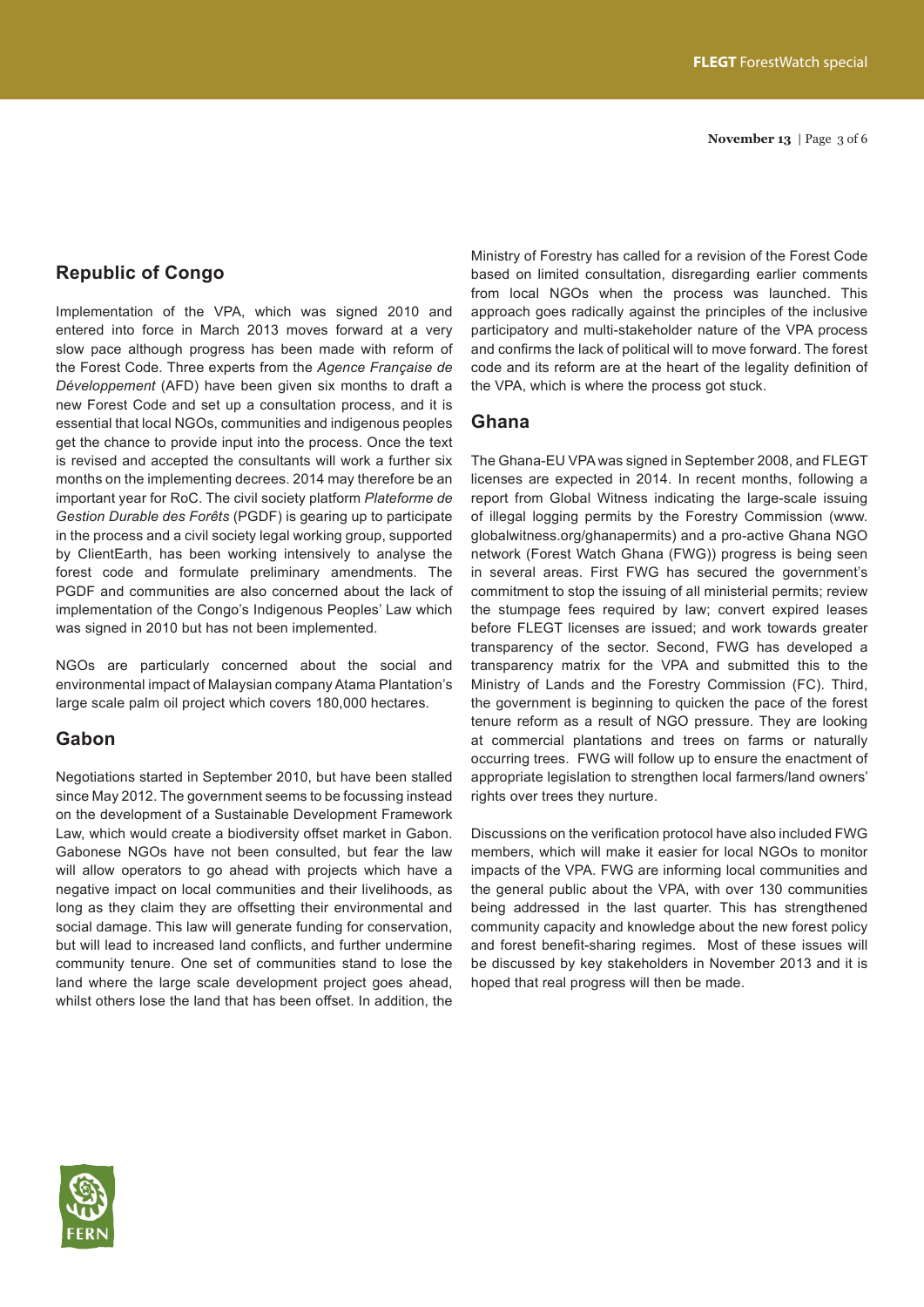## Republic of Congo

Implementation of the VPA, which was signed 2010 and entered into force in March 2013 moves forward at a very slow pace although progress has been made with reform of the Forest Code. Three experts from the *Agence Française de Développement* (AFD) have been given six months to draft a new Forest Code and set up a consultation process, and it is essential that local NGOs, communities and indigenous peoples get the chance to provide input into the process. Once the text is revised and accepted the consultants will work a further six months on the implementing decrees. 2014 may therefore be an important year for RoC. The civil society platform *Plateforme de Gestion Durable des Forêts* (PGDF) is gearing up to participate in the process and a civil society legal working group, supported by ClientEarth, has been working intensively to analyse the forest code and formulate preliminary amendments. The PGDF and communities are also concerned about the lack of implementation of the Congo's Indigenous Peoples' Law which was signed in 2010 but has not been implemented.

NGOs are particularly concerned about the social and environmental impact of Malaysian company Atama Plantation's large scale palm oil project which covers 180,000 hectares.

## Gabon

Negotiations started in September 2010, but have been stalled since May 2012. The government seems to be focussing instead on the development of a Sustainable Development Framework Law, which would create a biodiversity offset market in Gabon. Gabonese NGOs have not been consulted, but fear the law will allow operators to go ahead with projects which have a negative impact on local communities and their livelihoods, as long as they claim they are offsetting their environmental and social damage. This law will generate funding for conservation, but will lead to increased land conflicts, and further undermine community tenure. One set of communities stand to lose the land where the large scale development project goes ahead, whilst others lose the land that has been offset. In addition, the Ministry of Forestry has called for a revision of the Forest Code based on limited consultation, disregarding earlier comments from local NGOs when the process was launched. This approach goes radically against the principles of the inclusive participatory and multi-stakeholder nature of the VPA process and confirms the lack of political will to move forward. The forest code and its reform are at the heart of the legality definition of the VPA, which is where the process got stuck.

## Ghana

The Ghana-EU VPA was signed in September 2008, and FLEGT licenses are expected in 2014. In recent months, following a report from Global Witness indicating the large-scale issuing of illegal logging permits by the Forestry Commission (www.globalwitness.org/ghanapermits) and a pro-active Ghana NGO network (Forest Watch Ghana (FWG)) progress is being seen in several areas. First FWG has secured the government's commitment to stop the issuing of all ministerial permits; review the stumpage fees required by law; convert expired leases before FLEGT licenses are issued; and work towards greater transparency of the sector. Second, FWG has developed a transparency matrix for the VPA and submitted this to the Ministry of Lands and the Forestry Commission (FC). Third, the government is beginning to quicken the pace of the forest tenure reform as a result of NGO pressure. They are looking at commercial plantations and trees on farms or naturally occurring trees. FWG will follow up to ensure the enactment of appropriate legislation to strengthen local farmers/land owners' rights over trees they nurture.

Discussions on the verification protocol have also included FWG members, which will make it easier for local NGOs to monitor impacts of the VPA. FWG are informing local communities and the general public about the VPA, with over 130 communities being addressed in the last quarter. This has strengthened community capacity and knowledge about the new forest policy and forest benefit-sharing regimes. Most of these issues will be discussed by key stakeholders in November 2013 and it is hoped that real progress will then be made.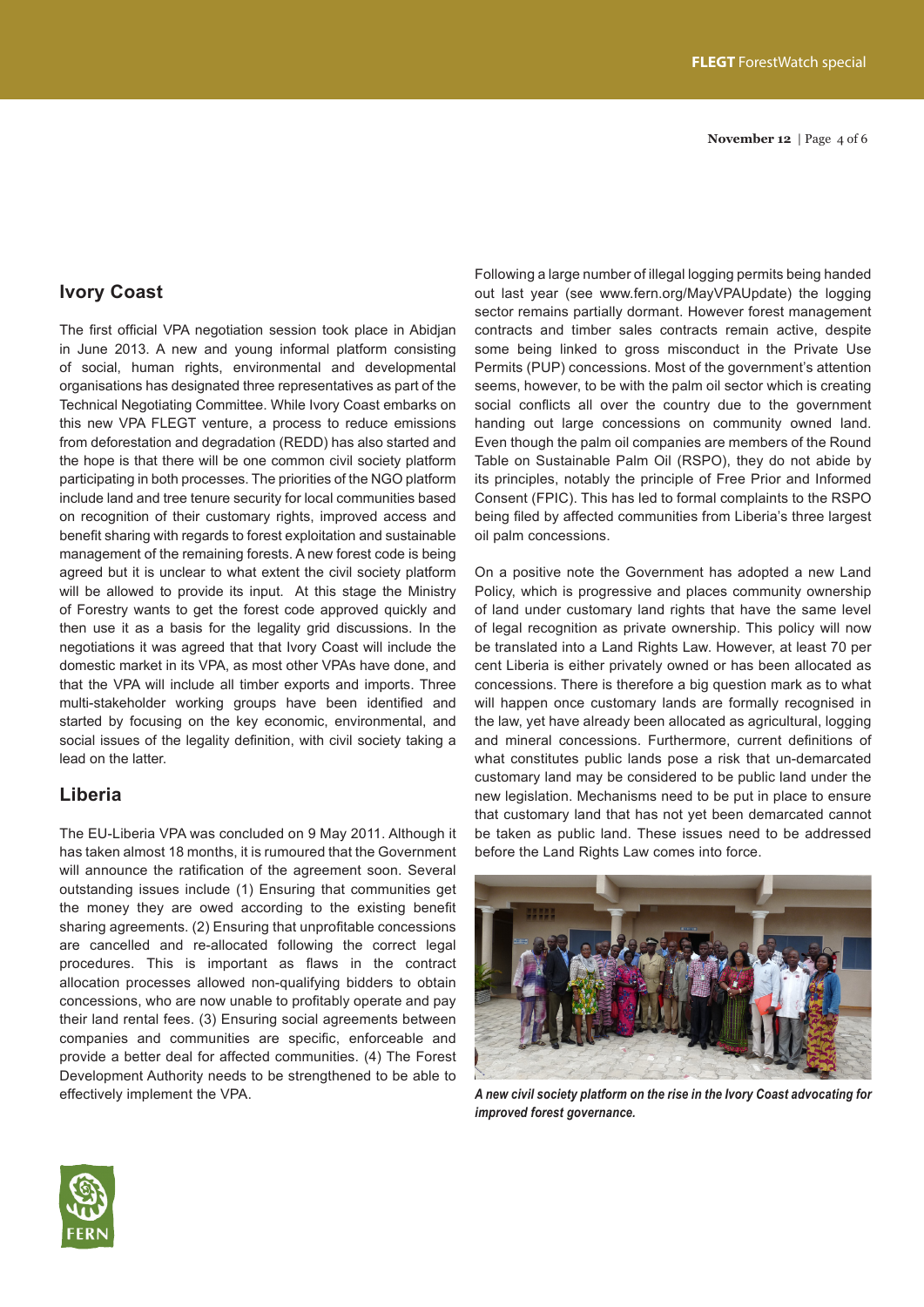## Ivory Coast

The first official VPA negotiation session took place in Abidjan in June 2013. A new and young informal platform consisting of social, human rights, environmental and developmental organisations has designated three representatives as part of the Technical Negotiating Committee. While Ivory Coast embarks on this new VPA FLEGT venture, a process to reduce emissions from deforestation and degradation (REDD) has also started and the hope is that there will be one common civil society platform participating in both processes. The priorities of the NGO platform include land and tree tenure security for local communities based on recognition of their customary rights, improved access and benefit sharing with regards to forest exploitation and sustainable management of the remaining forests. A new forest code is being agreed but it is unclear to what extent the civil society platform will be allowed to provide its input. At this stage the Ministry of Forestry wants to get the forest code approved quickly and then use it as a basis for the legality grid discussions. In the negotiations it was agreed that that Ivory Coast will include the domestic market in its VPA, as most other VPAs have done, and that the VPA will include all timber exports and imports. Three multi-stakeholder working groups have been identified and started by focusing on the key economic, environmental, and social issues of the legality definition, with civil society taking a lead on the latter.

## Liberia

The EU-Liberia VPA was concluded on 9 May 2011. Although it has taken almost 18 months, it is rumoured that the Government will announce the ratification of the agreement soon. Several outstanding issues include (1) Ensuring that communities get the money they are owed according to the existing benefit sharing agreements. (2) Ensuring that unprofitable concessions are cancelled and re-allocated following the correct legal procedures. This is important as flaws in the contract allocation processes allowed non-qualifying bidders to obtain concessions, who are now unable to profitably operate and pay their land rental fees. (3) Ensuring social agreements between companies and communities are specific, enforceable and provide a better deal for affected communities. (4) The Forest Development Authority needs to be strengthened to be able to effectively implement the VPA.

Following a large number of illegal logging permits being handed out last year (see www.fern.org/MayVPAUpdate) the logging sector remains partially dormant. However forest management contracts and timber sales contracts remain active, despite some being linked to gross misconduct in the Private Use Permits (PUP) concessions. Most of the government's attention seems, however, to be with the palm oil sector which is creating social conflicts all over the country due to the government handing out large concessions on community owned land. Even though the palm oil companies are members of the Round Table on Sustainable Palm Oil (RSPO), they do not abide by its principles, notably the principle of Free Prior and Informed Consent (FPIC). This has led to formal complaints to the RSPO being filed by affected communities from Liberia's three largest oil palm concessions.

On a positive note the Government has adopted a new Land Policy, which is progressive and places community ownership of land under customary land rights that have the same level of legal recognition as private ownership. This policy will now be translated into a Land Rights Law. However, at least 70 per cent Liberia is either privately owned or has been allocated as concessions. There is therefore a big question mark as to what will happen once customary lands are formally recognised in the law, yet have already been allocated as agricultural, logging and mineral concessions. Furthermore, current definitions of what constitutes public lands pose a risk that un-demarcated customary land may be considered to be public land under the new legislation. Mechanisms need to be put in place to ensure that customary land that has not yet been demarcated cannot be taken as public land. These issues need to be addressed before the Land Rights Law comes into force.

*A new civil society platform on the rise in the Ivory Coast advocating for improved forest governance.*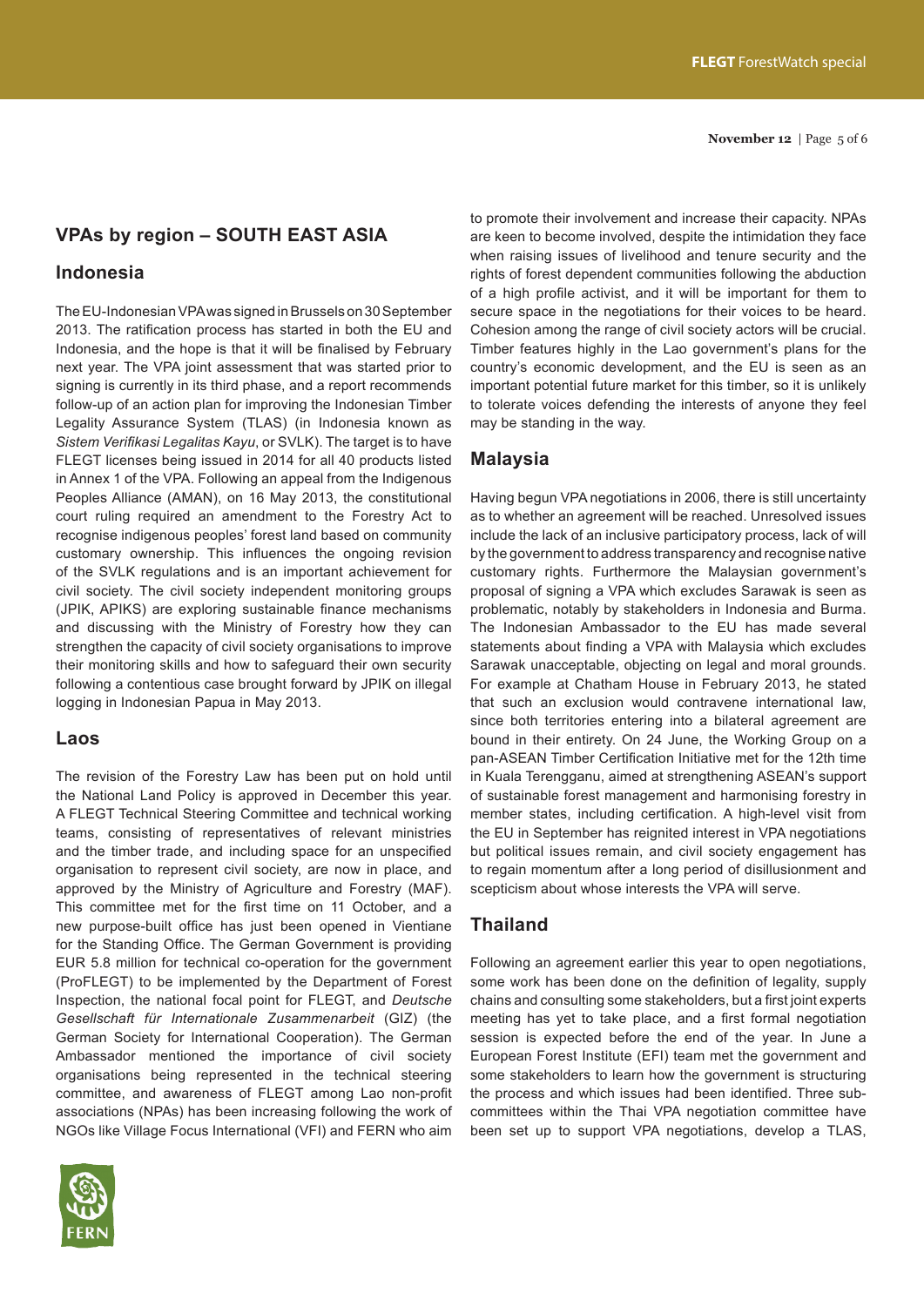## VPAs by region – SOUTH EAST ASIA

### Indonesia

The EU-Indonesian VPA was signed in Brussels on 30 September 2013. The ratification process has started in both the EU and Indonesia, and the hope is that it will be finalised by February next year. The VPA joint assessment that was started prior to signing is currently in its third phase, and a report recommends follow-up of an action plan for improving the Indonesian Timber Legality Assurance System (TLAS) (in Indonesia known as *Sistem Verifikasi Legalitas Kayu*, or SVLK). The target is to have FLEGT licenses being issued in 2014 for all 40 products listed in Annex 1 of the VPA. Following an appeal from the Indigenous Peoples Alliance (AMAN), on 16 May 2013, the constitutional court ruling required an amendment to the Forestry Act to recognise indigenous peoples' forest land based on community customary ownership. This influences the ongoing revision of the SVLK regulations and is an important achievement for civil society. The civil society independent monitoring groups (JPIK, APIKS) are exploring sustainable finance mechanisms and discussing with the Ministry of Forestry how they can strengthen the capacity of civil society organisations to improve their monitoring skills and how to safeguard their own security following a contentious case brought forward by JPIK on illegal logging in Indonesian Papua in May 2013.

### Laos

The revision of the Forestry Law has been put on hold until the National Land Policy is approved in December this year. A FLEGT Technical Steering Committee and technical working teams, consisting of representatives of relevant ministries and the timber trade, and including space for an unspecified organisation to represent civil society, are now in place, and approved by the Ministry of Agriculture and Forestry (MAF). This committee met for the first time on 11 October, and a new purpose-built office has just been opened in Vientiane for the Standing Office. The German Government is providing EUR 5.8 million for technical co-operation for the government (ProFLEGT) to be implemented by the Department of Forest Inspection, the national focal point for FLEGT, and *Deutsche Gesellschaft für Internationale Zusammenarbeit* (GIZ) (the German Society for International Cooperation). The German Ambassador mentioned the importance of civil society organisations being represented in the technical steering committee, and awareness of FLEGT among Lao non-profit associations (NPAs) has been increasing following the work of NGOs like Village Focus International (VFI) and FERN who aim to promote their involvement and increase their capacity. NPAs are keen to become involved, despite the intimidation they face when raising issues of livelihood and tenure security and the rights of forest dependent communities following the abduction of a high profile activist, and it will be important for them to secure space in the negotiations for their voices to be heard. Cohesion among the range of civil society actors will be crucial. Timber features highly in the Lao government's plans for the country's economic development, and the EU is seen as an important potential future market for this timber, so it is unlikely to tolerate voices defending the interests of anyone they feel may be standing in the way.

### Malaysia

Having begun VPA negotiations in 2006, there is still uncertainty as to whether an agreement will be reached. Unresolved issues include the lack of an inclusive participatory process, lack of will by the government to address transparency and recognise native customary rights. Furthermore the Malaysian government's proposal of signing a VPA which excludes Sarawak is seen as problematic, notably by stakeholders in Indonesia and Burma. The Indonesian Ambassador to the EU has made several statements about finding a VPA with Malaysia which excludes Sarawak unacceptable, objecting on legal and moral grounds. For example at Chatham House in February 2013, he stated that such an exclusion would contravene international law, since both territories entering into a bilateral agreement are bound in their entirety. On 24 June, the Working Group on a pan-ASEAN Timber Certification Initiative met for the 12th time in Kuala Terengganu, aimed at strengthening ASEAN's support of sustainable forest management and harmonising forestry in member states, including certification. A high-level visit from the EU in September has reignited interest in VPA negotiations but political issues remain, and civil society engagement has to regain momentum after a long period of disillusionment and scepticism about whose interests the VPA will serve.

### Thailand

Following an agreement earlier this year to open negotiations, some work has been done on the definition of legality, supply chains and consulting some stakeholders, but a first joint experts meeting has yet to take place, and a first formal negotiation session is expected before the end of the year. In June a European Forest Institute (EFI) team met the government and some stakeholders to learn how the government is structuring the process and which issues had been identified. Three sub-committees within the Thai VPA negotiation committee have been set up to support VPA negotiations, develop a TLAS,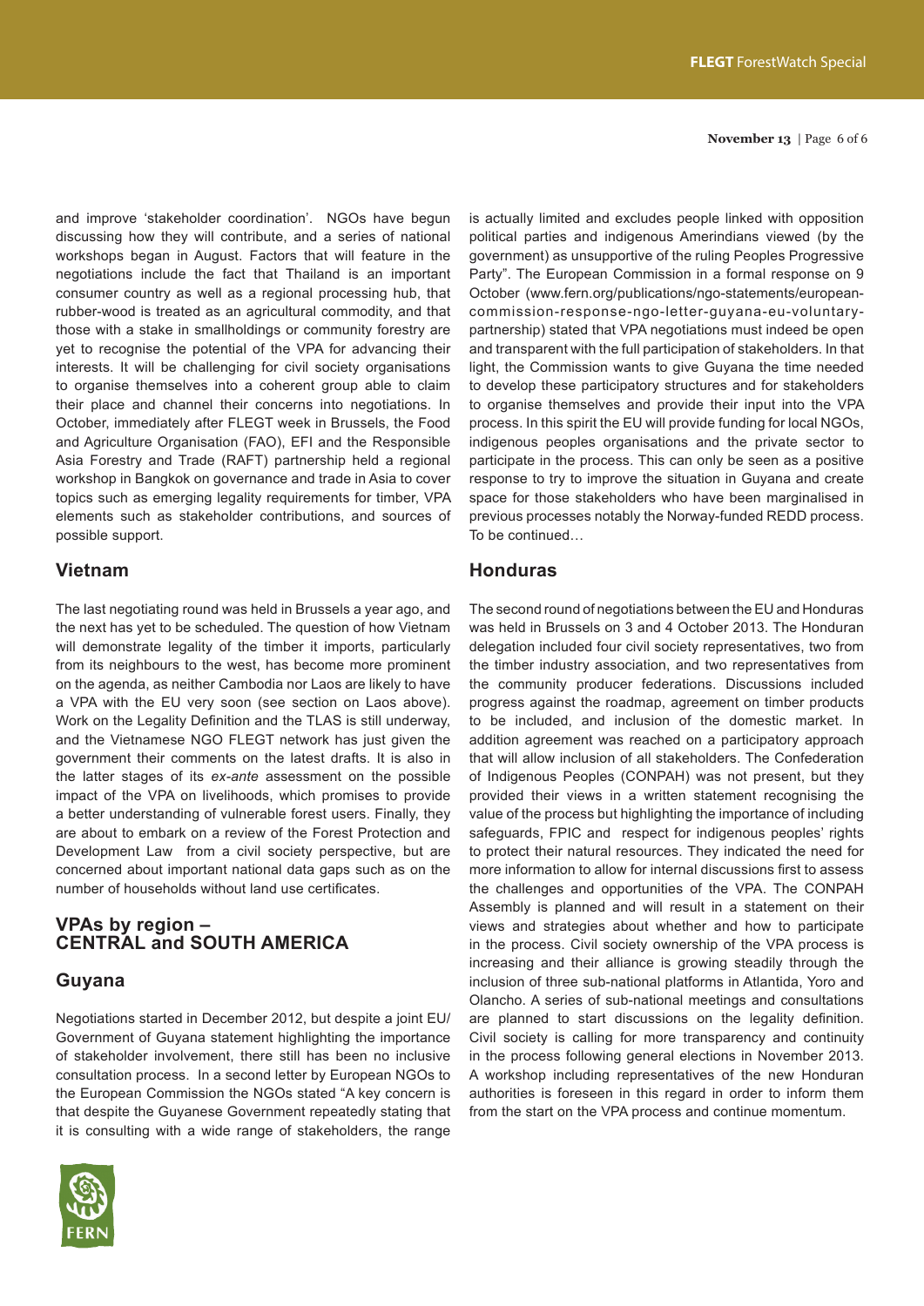and improve 'stakeholder coordination'. NGOs have begun discussing how they will contribute, and a series of national workshops began in August. Factors that will feature in the negotiations include the fact that Thailand is an important consumer country as well as a regional processing hub, that rubber-wood is treated as an agricultural commodity, and that those with a stake in smallholdings or community forestry are yet to recognise the potential of the VPA for advancing their interests. It will be challenging for civil society organisations to organise themselves into a coherent group able to claim their place and channel their concerns into negotiations. In October, immediately after FLEGT week in Brussels, the Food and Agriculture Organisation (FAO), EFI and the Responsible Asia Forestry and Trade (RAFT) partnership held a regional workshop in Bangkok on governance and trade in Asia to cover topics such as emerging legality requirements for timber, VPA elements such as stakeholder contributions, and sources of possible support.

### Vietnam

The last negotiating round was held in Brussels a year ago, and the next has yet to be scheduled. The question of how Vietnam will demonstrate legality of the timber it imports, particularly from its neighbours to the west, has become more prominent on the agenda, as neither Cambodia nor Laos are likely to have a VPA with the EU very soon (see section on Laos above). Work on the Legality Definition and the TLAS is still underway, and the Vietnamese NGO FLEGT network has just given the government their comments on the latest drafts. It is also in the latter stages of its *ex-ante* assessment on the possible impact of the VPA on livelihoods, which promises to provide a better understanding of vulnerable forest users. Finally, they are about to embark on a review of the Forest Protection and Development Law from a civil society perspective, but are concerned about important national data gaps such as on the number of households without land use certificates.

## VPAs by region – CENTRAL and SOUTH AMERICA

### Guyana

Negotiations started in December 2012, but despite a joint EU/Government of Guyana statement highlighting the importance of stakeholder involvement, there still has been no inclusive consultation process. In a second letter by European NGOs to the European Commission the NGOs stated "A key concern is that despite the Guyanese Government repeatedly stating that it is consulting with a wide range of stakeholders, the range is actually limited and excludes people linked with opposition political parties and indigenous Amerindians viewed (by the government) as unsupportive of the ruling Peoples Progressive Party". The European Commission in a formal response on 9 October (www.fern.org/publications/ngo-statements/european-commission-response-ngo-letter-guyana-eu-voluntary-partnership) stated that VPA negotiations must indeed be open and transparent with the full participation of stakeholders. In that light, the Commission wants to give Guyana the time needed to develop these participatory structures and for stakeholders to organise themselves and provide their input into the VPA process. In this spirit the EU will provide funding for local NGOs, indigenous peoples organisations and the private sector to participate in the process. This can only be seen as a positive response to try to improve the situation in Guyana and create space for those stakeholders who have been marginalised in previous processes notably the Norway-funded REDD process. To be continued…

### Honduras

The second round of negotiations between the EU and Honduras was held in Brussels on 3 and 4 October 2013. The Honduran delegation included four civil society representatives, two from the timber industry association, and two representatives from the community producer federations. Discussions included progress against the roadmap, agreement on timber products to be included, and inclusion of the domestic market. In addition agreement was reached on a participatory approach that will allow inclusion of all stakeholders. The Confederation of Indigenous Peoples (CONPAH) was not present, but they provided their views in a written statement recognising the value of the process but highlighting the importance of including safeguards, FPIC and respect for indigenous peoples' rights to protect their natural resources. They indicated the need for more information to allow for internal discussions first to assess the challenges and opportunities of the VPA. The CONPAH Assembly is planned and will result in a statement on their views and strategies about whether and how to participate in the process. Civil society ownership of the VPA process is increasing and their alliance is growing steadily through the inclusion of three sub-national platforms in Atlantida, Yoro and Olancho. A series of sub-national meetings and consultations are planned to start discussions on the legality definition. Civil society is calling for more transparency and continuity in the process following general elections in November 2013. A workshop including representatives of the new Honduran authorities is foreseen in this regard in order to inform them from the start on the VPA process and continue momentum.